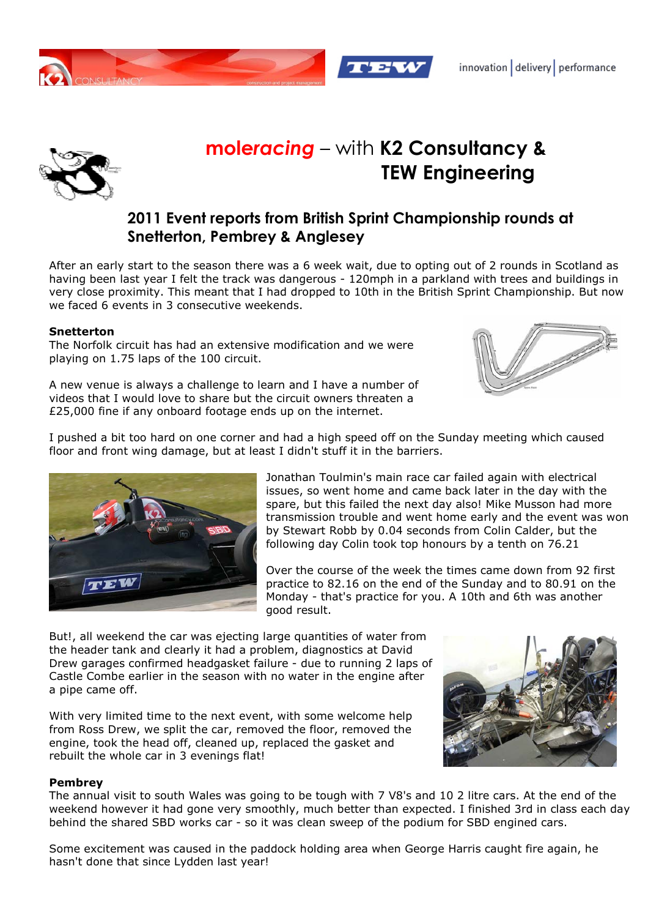# *moleracing* – with K2 Consultancy & TEW Engineering

## 2011 Event reports from British Sprint Championship rounds at Snetterton, Pembrey & Anglesey

After an early start to the season there was a 6 week wait, due to opting out of 2 rounds in Scotland as having been last year I felt the track was dangerous - 120mph in a parkland with trees and buildings in very close proximity. This meant that I had dropped to 10th in the British Sprint Championship. But now we faced 6 events in 3 consecutive weekends.

**Snetterton**

The Norfolk circuit has had an extensive modification and we were playing on 1.75 laps of the 100 circuit.

A new venue is always a challenge to learn and I have a number of videos that I would love to share but the circuit owners threaten a £25,000 fine if any onboard footage ends up on the internet.

I pushed a bit too hard on one corner and had a high speed off on the Sunday meeting which caused floor and front wing damage, but at least I didn't stuff it in the barriers.

Jonathan Toulmin's main race car failed again with electrical issues, so went home and came back later in the day with the spare, but this failed the next day also! Mike Musson had more transmission trouble and went home early and the event was won by Stewart Robb by 0.04 seconds from Colin Calder, but the following day Colin took top honours by a tenth on 76.21

Over the course of the week the times came down from 92 first practice to 82.16 on the end of the Sunday and to 80.91 on the Monday - that's practice for you. A 10th and 6th was another good result.

But!, all weekend the car was ejecting large quantities of water from the header tank and clearly it had a problem, diagnostics at David Drew garages confirmed headgasket failure - due to running 2 laps of Castle Combe earlier in the season with no water in the engine after a pipe came off.

With very limited time to the next event, with some welcome help from Ross Drew, we split the car, removed the floor, removed the engine, took the head off, cleaned up, replaced the gasket and rebuilt the whole car in 3 evenings flat!

**Pembrey**

The annual visit to south Wales was going to be tough with 7 V8's and 10 2 litre cars. At the end of the weekend however it had gone very smoothly, much better than expected. I finished 3rd in class each day behind the shared SBD works car - so it was clean sweep of the podium for SBD engined cars.

Some excitement was caused in the paddock holding area when George Harris caught fire again, he hasn't done that since Lydden last year!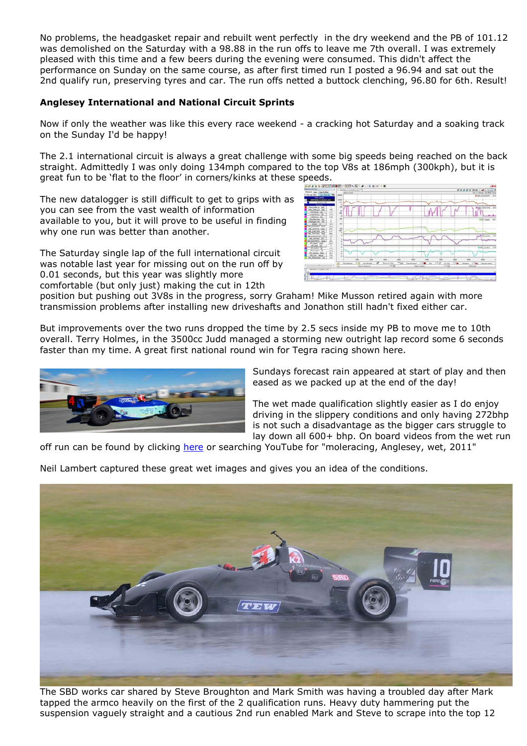No problems, the headgasket repair and rebuilt went perfectly  in the dry weekend and the PB of 101.12 was demolished on the Saturday with a 98.88 in the run offs to leave me 7th overall. I was extremely pleased with this time and a few beers during the evening were consumed. This didn't affect the performance on Sunday on the same course, as after first timed run I posted a 96.94 and sat out the 2nd qualify run, preserving tyres and car. The run offs netted a buttock clenching, 96.80 for 6th. Result!

**Anglesey International and National Circuit Sprints**

Now if only the weather was like this every race weekend - a cracking hot Saturday and a soaking track on the Sunday I'd be happy!

The 2.1 international circuit is always a great challenge with some big speeds being reached on the back straight. Admittedly I was only doing 134mph compared to the top V8s at 186mph (300kph), but it is great fun to be 'flat to the floor' in corners/kinks at these speeds.

The new datalogger is still difficult to get to grips with as you can see from the vast wealth of information available to you, but it will prove to be useful in finding why one run was better than another.

The Saturday single lap of the full international circuit was notable last year for missing out on the run off by 0.01 seconds, but this year was slightly more comfortable (but only just) making the cut in 12th position but pushing out 3V8s in the progress, sorry Graham! Mike Musson retired again with more transmission problems after installing new driveshafts and Jonathon still hadn't fixed either car.

But improvements over the two runs dropped the time by 2.5 secs inside my PB to move me to 10th overall. Terry Holmes, in the 3500cc Judd managed a storming new outright lap record some 6 seconds faster than my time. A great first national round win for Tegra racing shown here.

Sundays forecast rain appeared at start of play and then eased as we packed up at the end of the day!

The wet made qualification slightly easier as I do enjoy driving in the slippery conditions and only having 272bhp is not such a disadvantage as the bigger cars struggle to lay down all 600+ bhp. On board videos from the wet run off run can be found by clicking here or searching YouTube for "moleracing, Anglesey, wet, 2011"

Neil Lambert captured these great wet images and gives you an idea of the conditions.

The SBD works car shared by Steve Broughton and Mark Smith was having a troubled day after Mark tapped the armco heavily on the first of the 2 qualification runs. Heavy duty hammering put the suspension vaguely straight and a cautious 2nd run enabled Mark and Steve to scrape into the top 12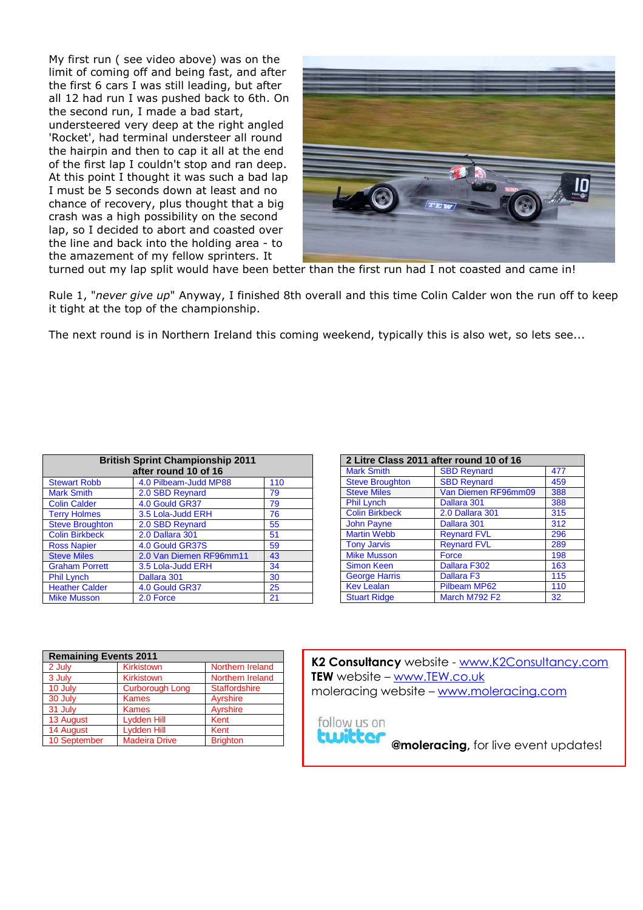My first run ( see video above) was on the limit of coming off and being fast, and after the first 6 cars I was still leading, but after all 12 had run I was pushed back to 6th. On the second run, I made a bad start, understeered very deep at the right angled 'Rocket', had terminal understeer all round the hairpin and then to cap it all at the end of the first lap I couldn't stop and ran deep. At this point I thought it was such a bad lap I must be 5 seconds down at least and no chance of recovery, plus thought that a big crash was a high possibility on the second lap, so I decided to abort and coasted over the line and back into the holding area - to the amazement of my fellow sprinters. It turned out my lap split would have been better than the first run had I not coasted and came in!

Rule 1, "*never give up*" Anyway, I finished 8th overall and this time Colin Calder won the run off to keep it tight at the top of the championship.

The next round is in Northern Ireland this coming weekend, typically this is also wet, so lets see...

| British Sprint Championship 2011 after round 10 of 16 | | |
|---|---|---|
| Stewart Robb | 4.0 Pilbeam-Judd MP88 | 110 |
| Mark Smith | 2.0 SBD Reynard | 79 |
| Colin Calder | 4.0 Gould GR37 | 79 |
| Terry Holmes | 3.5 Lola-Judd ERH | 76 |
| Steve Broughton | 2.0 SBD Reynard | 55 |
| Colin Birkbeck | 2.0 Dallara 301 | 51 |
| Ross Napier | 4.0 Gould GR37S | 59 |
| Steve Miles | 2.0 Van Diemen RF96mm11 | 43 |
| Graham Porrett | 3.5 Lola-Judd ERH | 34 |
| Phil Lynch | Dallara 301 | 30 |
| Heather Calder | 4.0 Gould GR37 | 25 |
| Mike Musson | 2.0 Force | 21 |

| 2 Litre Class 2011 after round 10 of 16 | | |
|---|---|---|
| Mark Smith | SBD Reynard | 477 |
| Steve Broughton | SBD Reynard | 459 |
| Steve Miles | Van Diemen RF96mm09 | 388 |
| Phil Lynch | Dallara 301 | 388 |
| Colin Birkbeck | 2.0 Dallara 301 | 315 |
| John Payne | Dallara 301 | 312 |
| Martin Webb | Reynard FVL | 296 |
| Tony Jarvis | Reynard FVL | 289 |
| Mike Musson | Force | 198 |
| Simon Keen | Dallara F302 | 163 |
| George Harris | Dallara F3 | 115 |
| Kev Lealan | Pilbeam MP62 | 110 |
| Stuart Ridge | March M792 F2 | 32 |

| Remaining Events 2011 | | |
|---|---|---|
| 2 July | Kirkistown | Northern Ireland |
| 3 July | Kirkistown | Northern Ireland |
| 10 July | Curborough Long | Staffordshire |
| 30 July | Kames | Ayrshire |
| 31 July | Kames | Ayrshire |
| 13 August | Lydden Hill | Kent |
| 14 August | Lydden Hill | Kent |
| 10 September | Madeira Drive | Brighton |

**K2 Consultancy** website - www.K2Consultancy.com
**TEW** website – www.TEW.co.uk
moleracing website – www.moleracing.com

follow us on twitter **@moleracing**, for live event updates!